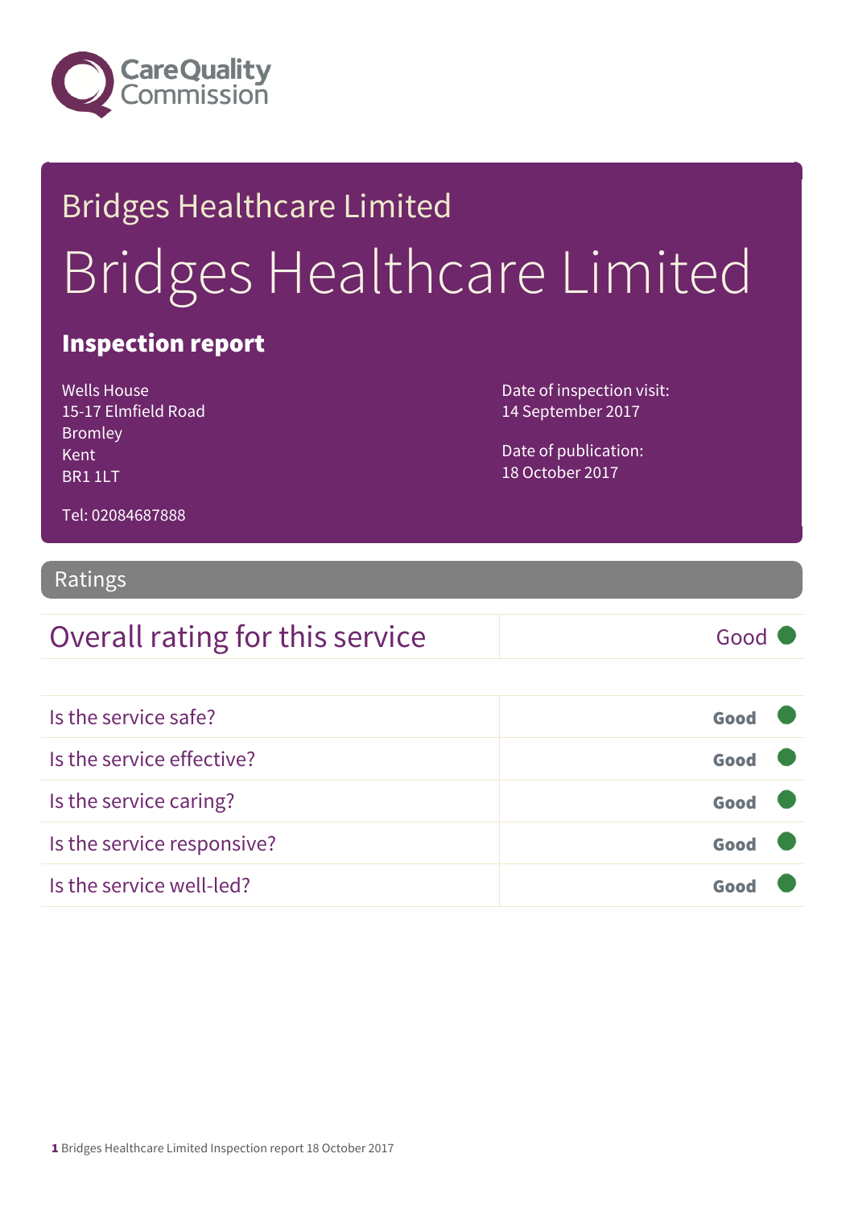Care Quality Commission

# Bridges Healthcare Limited

# Bridges Healthcare Limited

## Inspection report

Wells House
15-17 Elmfield Road
Bromley
Kent
BR1 1LT

Tel: 02084687888

Date of inspection visit:
14 September 2017

Date of publication:
18 October 2017

## Ratings

| | |
|---|---|
| Overall rating for this service | Good |

| | |
|---|---|
| Is the service safe? | Good |
| Is the service effective? | Good |
| Is the service caring? | Good |
| Is the service responsive? | Good |
| Is the service well-led? | Good |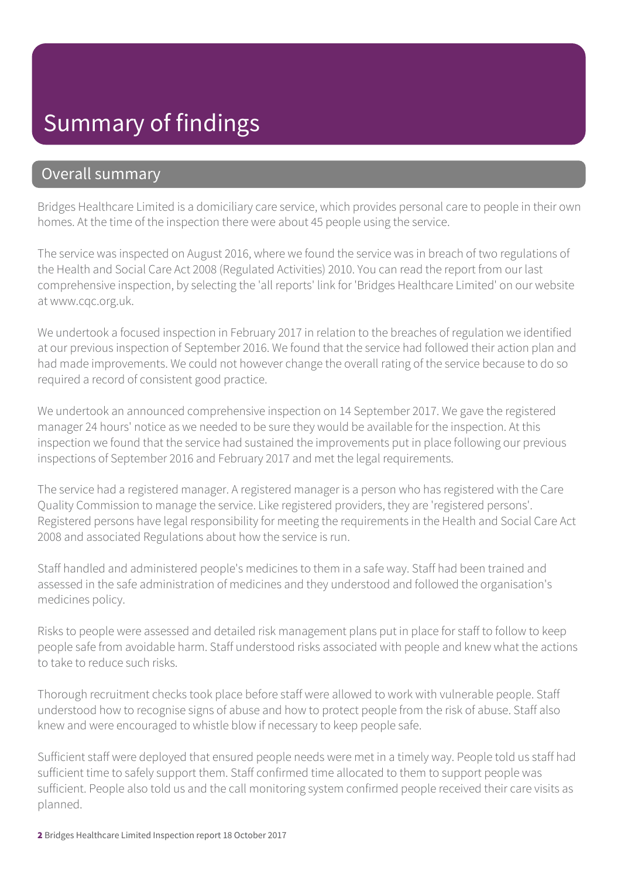# Summary of findings

## Overall summary

Bridges Healthcare Limited is a domiciliary care service, which provides personal care to people in their own homes. At the time of the inspection there were about 45 people using the service.

The service was inspected on August 2016, where we found the service was in breach of two regulations of the Health and Social Care Act 2008 (Regulated Activities) 2010. You can read the report from our last comprehensive inspection, by selecting the 'all reports' link for 'Bridges Healthcare Limited' on our website at www.cqc.org.uk.

We undertook a focused inspection in February 2017 in relation to the breaches of regulation we identified at our previous inspection of September 2016. We found that the service had followed their action plan and had made improvements. We could not however change the overall rating of the service because to do so required a record of consistent good practice.

We undertook an announced comprehensive inspection on 14 September 2017. We gave the registered manager 24 hours' notice as we needed to be sure they would be available for the inspection. At this inspection we found that the service had sustained the improvements put in place following our previous inspections of September 2016 and February 2017 and met the legal requirements.

The service had a registered manager. A registered manager is a person who has registered with the Care Quality Commission to manage the service. Like registered providers, they are 'registered persons'. Registered persons have legal responsibility for meeting the requirements in the Health and Social Care Act 2008 and associated Regulations about how the service is run.

Staff handled and administered people's medicines to them in a safe way. Staff had been trained and assessed in the safe administration of medicines and they understood and followed the organisation's medicines policy.

Risks to people were assessed and detailed risk management plans put in place for staff to follow to keep people safe from avoidable harm. Staff understood risks associated with people and knew what the actions to take to reduce such risks.

Thorough recruitment checks took place before staff were allowed to work with vulnerable people. Staff understood how to recognise signs of abuse and how to protect people from the risk of abuse. Staff also knew and were encouraged to whistle blow if necessary to keep people safe.

Sufficient staff were deployed that ensured people needs were met in a timely way. People told us staff had sufficient time to safely support them. Staff confirmed time allocated to them to support people was sufficient. People also told us and the call monitoring system confirmed people received their care visits as planned.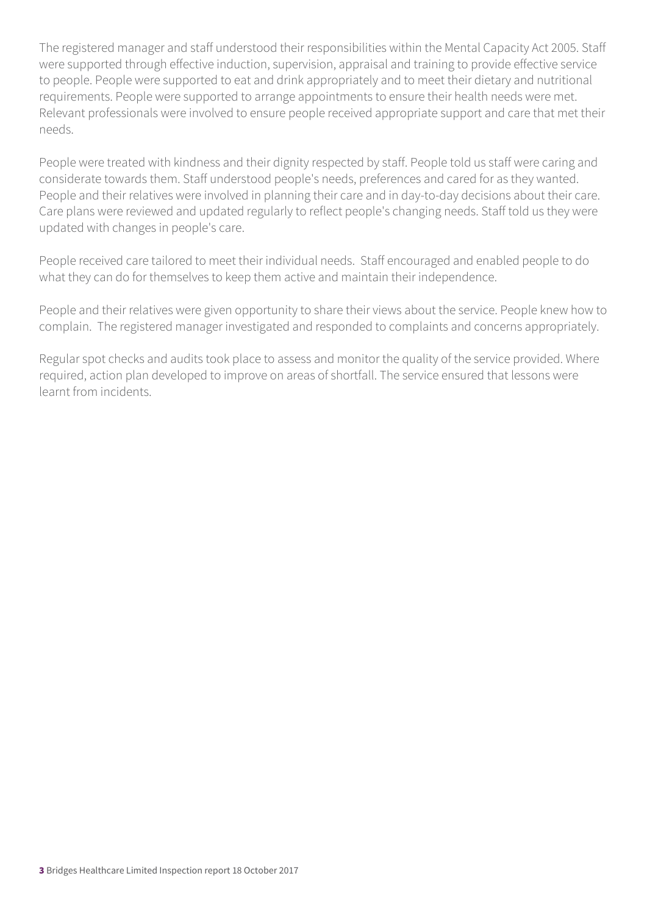The registered manager and staff understood their responsibilities within the Mental Capacity Act 2005. Staff were supported through effective induction, supervision, appraisal and training to provide effective service to people. People were supported to eat and drink appropriately and to meet their dietary and nutritional requirements. People were supported to arrange appointments to ensure their health needs were met. Relevant professionals were involved to ensure people received appropriate support and care that met their needs.

People were treated with kindness and their dignity respected by staff. People told us staff were caring and considerate towards them. Staff understood people's needs, preferences and cared for as they wanted. People and their relatives were involved in planning their care and in day-to-day decisions about their care. Care plans were reviewed and updated regularly to reflect people's changing needs. Staff told us they were updated with changes in people's care.

People received care tailored to meet their individual needs. Staff encouraged and enabled people to do what they can do for themselves to keep them active and maintain their independence.

People and their relatives were given opportunity to share their views about the service. People knew how to complain. The registered manager investigated and responded to complaints and concerns appropriately.

Regular spot checks and audits took place to assess and monitor the quality of the service provided. Where required, action plan developed to improve on areas of shortfall. The service ensured that lessons were learnt from incidents.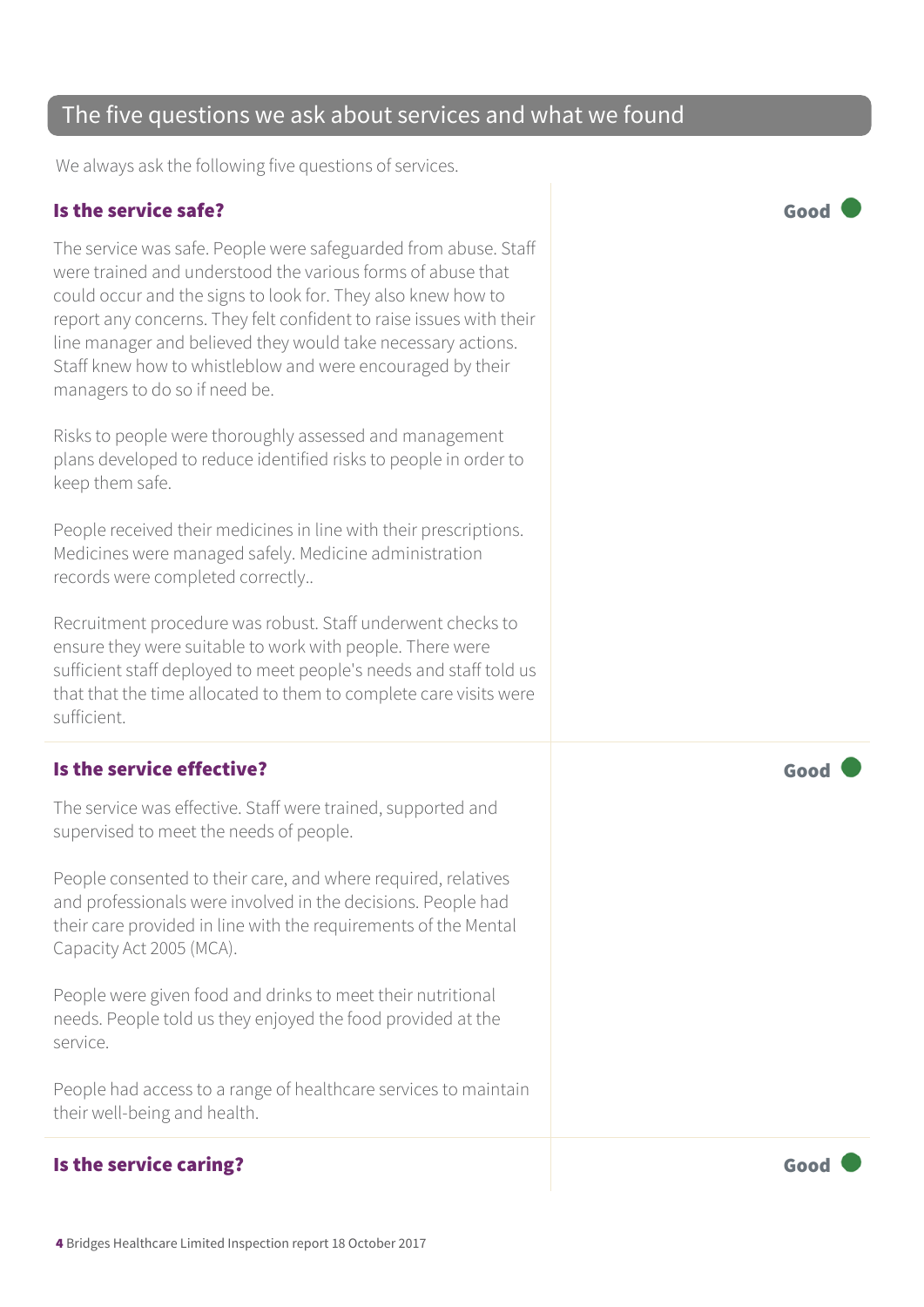## The five questions we ask about services and what we found

We always ask the following five questions of services.

### Is the service safe?

**Good**

The service was safe. People were safeguarded from abuse. Staff were trained and understood the various forms of abuse that could occur and the signs to look for. They also knew how to report any concerns. They felt confident to raise issues with their line manager and believed they would take necessary actions. Staff knew how to whistleblow and were encouraged by their managers to do so if need be.

Risks to people were thoroughly assessed and management plans developed to reduce identified risks to people in order to keep them safe.

People received their medicines in line with their prescriptions. Medicines were managed safely. Medicine administration records were completed correctly..

Recruitment procedure was robust. Staff underwent checks to ensure they were suitable to work with people. There were sufficient staff deployed to meet people's needs and staff told us that that the time allocated to them to complete care visits were sufficient.

### Is the service effective?

**Good**

The service was effective. Staff were trained, supported and supervised to meet the needs of people.

People consented to their care, and where required, relatives and professionals were involved in the decisions. People had their care provided in line with the requirements of the Mental Capacity Act 2005 (MCA).

People were given food and drinks to meet their nutritional needs. People told us they enjoyed the food provided at the service.

People had access to a range of healthcare services to maintain their well-being and health.

### Is the service caring?

**Good**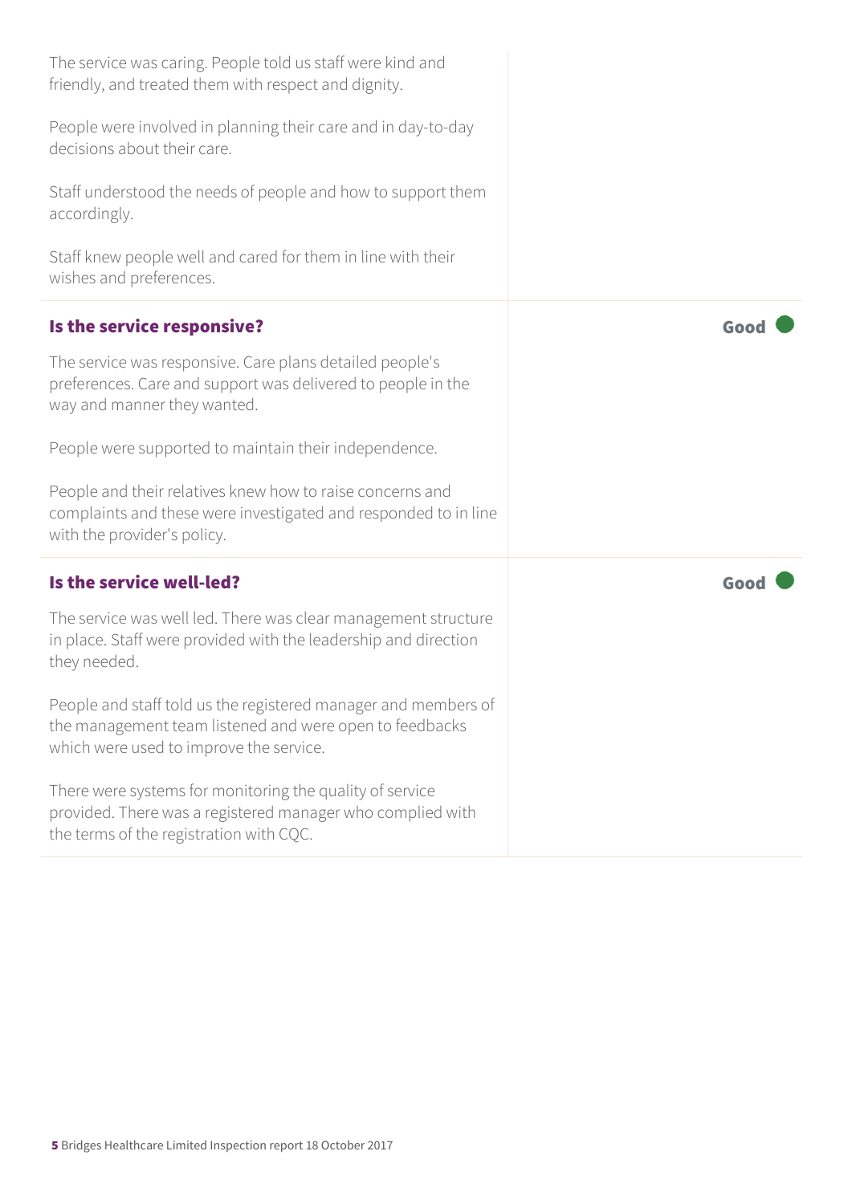The service was caring. People told us staff were kind and friendly, and treated them with respect and dignity.

People were involved in planning their care and in day-to-day decisions about their care.

Staff understood the needs of people and how to support them accordingly.

Staff knew people well and cared for them in line with their wishes and preferences.

### Is the service responsive?

**Good**

The service was responsive. Care plans detailed people's preferences. Care and support was delivered to people in the way and manner they wanted.

People were supported to maintain their independence.

People and their relatives knew how to raise concerns and complaints and these were investigated and responded to in line with the provider's policy.

### Is the service well-led?

**Good**

The service was well led. There was clear management structure in place. Staff were provided with the leadership and direction they needed.

People and staff told us the registered manager and members of the management team listened and were open to feedbacks which were used to improve the service.

There were systems for monitoring the quality of service provided. There was a registered manager who complied with the terms of the registration with CQC.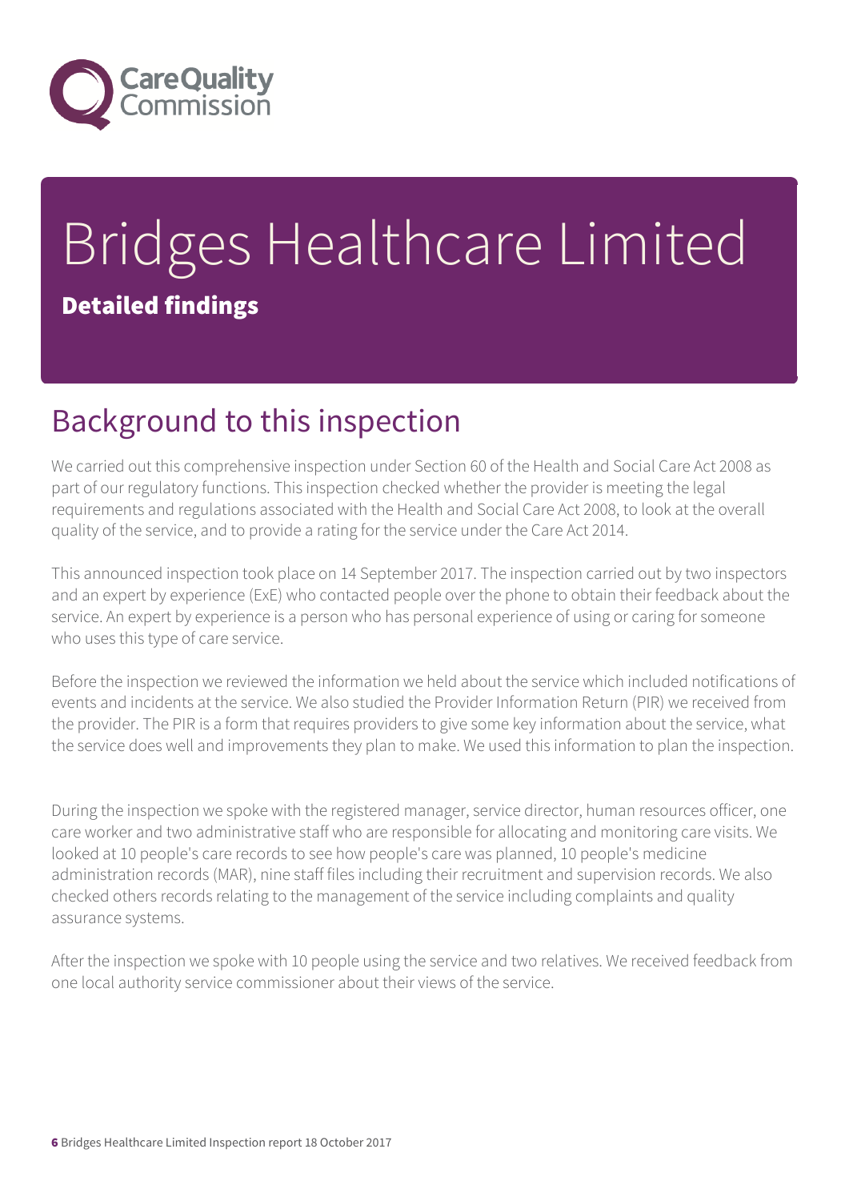# Bridges Healthcare Limited

**Detailed findings**

## Background to this inspection

We carried out this comprehensive inspection under Section 60 of the Health and Social Care Act 2008 as part of our regulatory functions. This inspection checked whether the provider is meeting the legal requirements and regulations associated with the Health and Social Care Act 2008, to look at the overall quality of the service, and to provide a rating for the service under the Care Act 2014.

This announced inspection took place on 14 September 2017. The inspection carried out by two inspectors and an expert by experience (ExE) who contacted people over the phone to obtain their feedback about the service. An expert by experience is a person who has personal experience of using or caring for someone who uses this type of care service.

Before the inspection we reviewed the information we held about the service which included notifications of events and incidents at the service. We also studied the Provider Information Return (PIR) we received from the provider. The PIR is a form that requires providers to give some key information about the service, what the service does well and improvements they plan to make. We used this information to plan the inspection.

During the inspection we spoke with the registered manager, service director, human resources officer, one care worker and two administrative staff who are responsible for allocating and monitoring care visits. We looked at 10 people's care records to see how people's care was planned, 10 people's medicine administration records (MAR), nine staff files including their recruitment and supervision records. We also checked others records relating to the management of the service including complaints and quality assurance systems.

After the inspection we spoke with 10 people using the service and two relatives. We received feedback from one local authority service commissioner about their views of the service.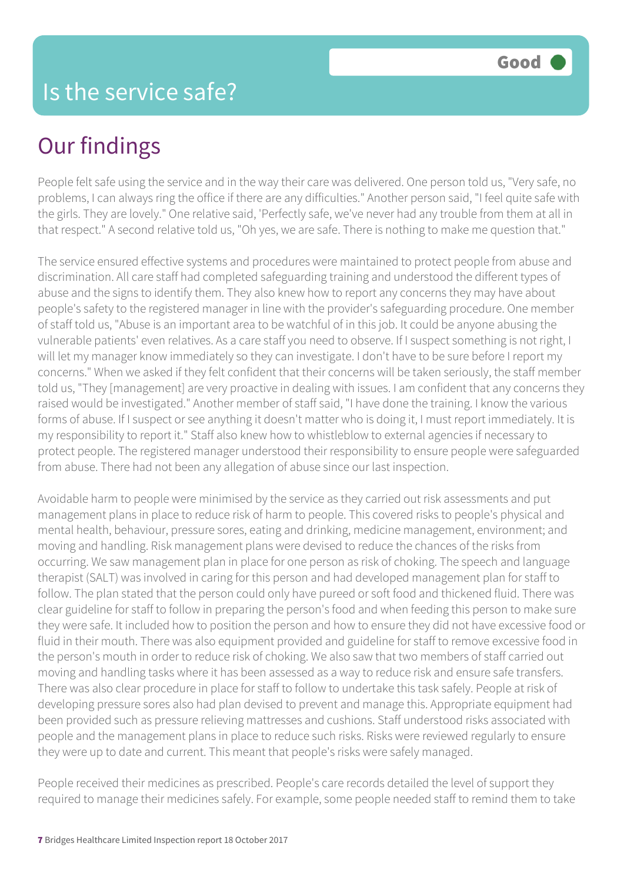# Is the service safe?

**Good**

## Our findings

People felt safe using the service and in the way their care was delivered. One person told us, "Very safe, no problems, I can always ring the office if there are any difficulties." Another person said, "I feel quite safe with the girls. They are lovely." One relative said, 'Perfectly safe, we've never had any trouble from them at all in that respect." A second relative told us, "Oh yes, we are safe. There is nothing to make me question that."

The service ensured effective systems and procedures were maintained to protect people from abuse and discrimination. All care staff had completed safeguarding training and understood the different types of abuse and the signs to identify them. They also knew how to report any concerns they may have about people's safety to the registered manager in line with the provider's safeguarding procedure. One member of staff told us, "Abuse is an important area to be watchful of in this job. It could be anyone abusing the vulnerable patients' even relatives. As a care staff you need to observe. If I suspect something is not right, I will let my manager know immediately so they can investigate. I don't have to be sure before I report my concerns." When we asked if they felt confident that their concerns will be taken seriously, the staff member told us, "They [management] are very proactive in dealing with issues. I am confident that any concerns they raised would be investigated." Another member of staff said, "I have done the training. I know the various forms of abuse. If I suspect or see anything it doesn't matter who is doing it, I must report immediately. It is my responsibility to report it." Staff also knew how to whistleblow to external agencies if necessary to protect people. The registered manager understood their responsibility to ensure people were safeguarded from abuse. There had not been any allegation of abuse since our last inspection.

Avoidable harm to people were minimised by the service as they carried out risk assessments and put management plans in place to reduce risk of harm to people. This covered risks to people's physical and mental health, behaviour, pressure sores, eating and drinking, medicine management, environment; and moving and handling. Risk management plans were devised to reduce the chances of the risks from occurring. We saw management plan in place for one person as risk of choking. The speech and language therapist (SALT) was involved in caring for this person and had developed management plan for staff to follow. The plan stated that the person could only have pureed or soft food and thickened fluid. There was clear guideline for staff to follow in preparing the person's food and when feeding this person to make sure they were safe. It included how to position the person and how to ensure they did not have excessive food or fluid in their mouth. There was also equipment provided and guideline for staff to remove excessive food in the person's mouth in order to reduce risk of choking. We also saw that two members of staff carried out moving and handling tasks where it has been assessed as a way to reduce risk and ensure safe transfers. There was also clear procedure in place for staff to follow to undertake this task safely. People at risk of developing pressure sores also had plan devised to prevent and manage this. Appropriate equipment had been provided such as pressure relieving mattresses and cushions. Staff understood risks associated with people and the management plans in place to reduce such risks. Risks were reviewed regularly to ensure they were up to date and current. This meant that people's risks were safely managed.

People received their medicines as prescribed. People's care records detailed the level of support they required to manage their medicines safely. For example, some people needed staff to remind them to take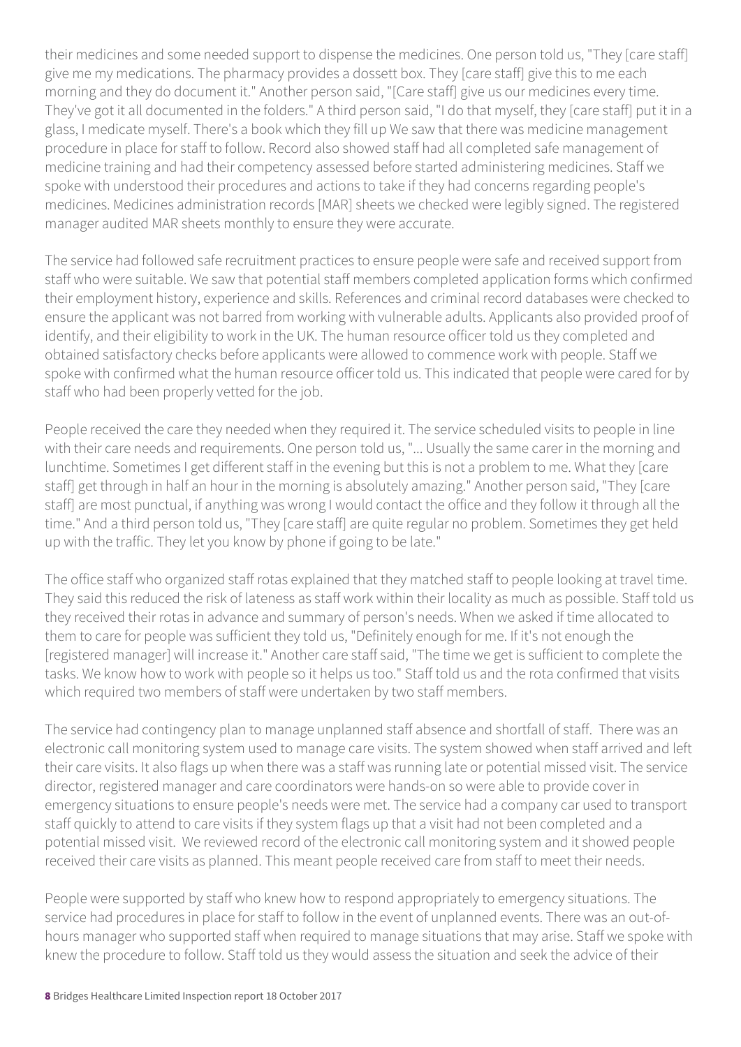their medicines and some needed support to dispense the medicines. One person told us, "They [care staff] give me my medications. The pharmacy provides a dossett box. They [care staff] give this to me each morning and they do document it." Another person said, "[Care staff] give us our medicines every time. They've got it all documented in the folders." A third person said, "I do that myself, they [care staff] put it in a glass, I medicate myself. There's a book which they fill up We saw that there was medicine management procedure in place for staff to follow. Record also showed staff had all completed safe management of medicine training and had their competency assessed before started administering medicines. Staff we spoke with understood their procedures and actions to take if they had concerns regarding people's medicines. Medicines administration records [MAR] sheets we checked were legibly signed. The registered manager audited MAR sheets monthly to ensure they were accurate.

The service had followed safe recruitment practices to ensure people were safe and received support from staff who were suitable. We saw that potential staff members completed application forms which confirmed their employment history, experience and skills. References and criminal record databases were checked to ensure the applicant was not barred from working with vulnerable adults. Applicants also provided proof of identify, and their eligibility to work in the UK. The human resource officer told us they completed and obtained satisfactory checks before applicants were allowed to commence work with people. Staff we spoke with confirmed what the human resource officer told us. This indicated that people were cared for by staff who had been properly vetted for the job.

People received the care they needed when they required it. The service scheduled visits to people in line with their care needs and requirements. One person told us, "... Usually the same carer in the morning and lunchtime. Sometimes I get different staff in the evening but this is not a problem to me. What they [care staff] get through in half an hour in the morning is absolutely amazing." Another person said, "They [care staff] are most punctual, if anything was wrong I would contact the office and they follow it through all the time." And a third person told us, "They [care staff] are quite regular no problem. Sometimes they get held up with the traffic. They let you know by phone if going to be late."

The office staff who organized staff rotas explained that they matched staff to people looking at travel time. They said this reduced the risk of lateness as staff work within their locality as much as possible. Staff told us they received their rotas in advance and summary of person's needs. When we asked if time allocated to them to care for people was sufficient they told us, "Definitely enough for me. If it's not enough the [registered manager] will increase it." Another care staff said, "The time we get is sufficient to complete the tasks. We know how to work with people so it helps us too." Staff told us and the rota confirmed that visits which required two members of staff were undertaken by two staff members.

The service had contingency plan to manage unplanned staff absence and shortfall of staff. There was an electronic call monitoring system used to manage care visits. The system showed when staff arrived and left their care visits. It also flags up when there was a staff was running late or potential missed visit. The service director, registered manager and care coordinators were hands-on so were able to provide cover in emergency situations to ensure people's needs were met. The service had a company car used to transport staff quickly to attend to care visits if they system flags up that a visit had not been completed and a potential missed visit. We reviewed record of the electronic call monitoring system and it showed people received their care visits as planned. This meant people received care from staff to meet their needs.

People were supported by staff who knew how to respond appropriately to emergency situations. The service had procedures in place for staff to follow in the event of unplanned events. There was an out-of-hours manager who supported staff when required to manage situations that may arise. Staff we spoke with knew the procedure to follow. Staff told us they would assess the situation and seek the advice of their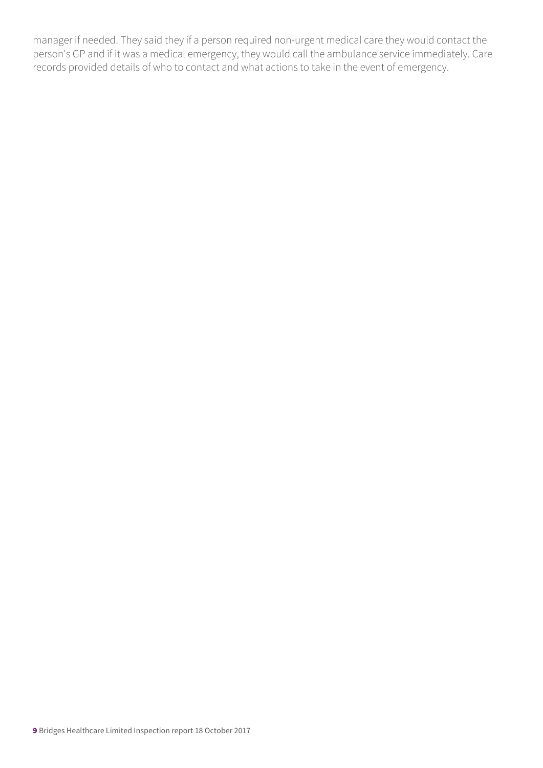manager if needed. They said they if a person required non-urgent medical care they would contact the person's GP and if it was a medical emergency, they would call the ambulance service immediately. Care records provided details of who to contact and what actions to take in the event of emergency.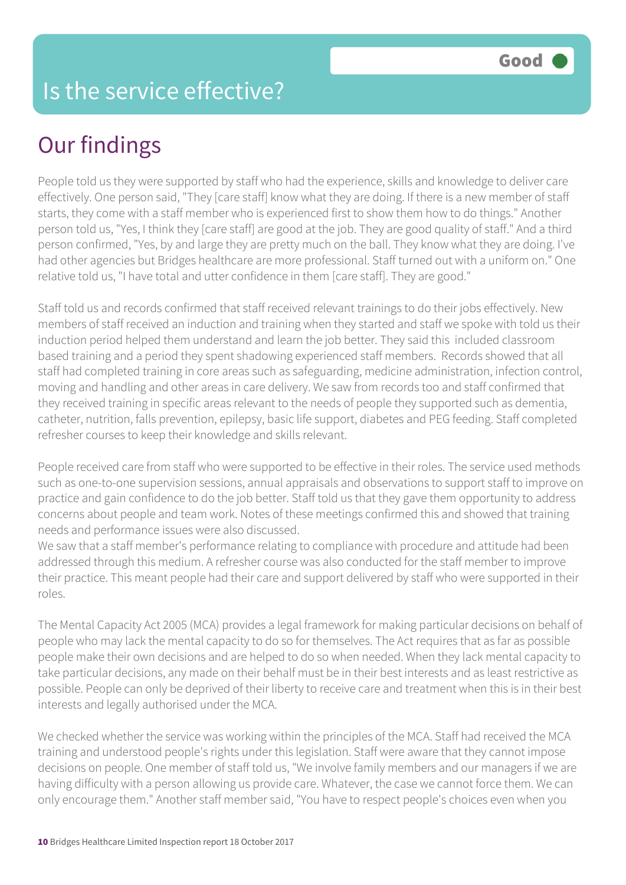# Is the service effective?

Good

## Our findings

People told us they were supported by staff who had the experience, skills and knowledge to deliver care effectively. One person said, "They [care staff] know what they are doing. If there is a new member of staff starts, they come with a staff member who is experienced first to show them how to do things." Another person told us, "Yes, I think they [care staff] are good at the job. They are good quality of staff." And a third person confirmed, "Yes, by and large they are pretty much on the ball. They know what they are doing. I've had other agencies but Bridges healthcare are more professional. Staff turned out with a uniform on." One relative told us, "I have total and utter confidence in them [care staff]. They are good."

Staff told us and records confirmed that staff received relevant trainings to do their jobs effectively. New members of staff received an induction and training when they started and staff we spoke with told us their induction period helped them understand and learn the job better. They said this included classroom based training and a period they spent shadowing experienced staff members. Records showed that all staff had completed training in core areas such as safeguarding, medicine administration, infection control, moving and handling and other areas in care delivery. We saw from records too and staff confirmed that they received training in specific areas relevant to the needs of people they supported such as dementia, catheter, nutrition, falls prevention, epilepsy, basic life support, diabetes and PEG feeding. Staff completed refresher courses to keep their knowledge and skills relevant.

People received care from staff who were supported to be effective in their roles. The service used methods such as one-to-one supervision sessions, annual appraisals and observations to support staff to improve on practice and gain confidence to do the job better. Staff told us that they gave them opportunity to address concerns about people and team work. Notes of these meetings confirmed this and showed that training needs and performance issues were also discussed.
We saw that a staff member's performance relating to compliance with procedure and attitude had been addressed through this medium. A refresher course was also conducted for the staff member to improve their practice. This meant people had their care and support delivered by staff who were supported in their roles.

The Mental Capacity Act 2005 (MCA) provides a legal framework for making particular decisions on behalf of people who may lack the mental capacity to do so for themselves. The Act requires that as far as possible people make their own decisions and are helped to do so when needed. When they lack mental capacity to take particular decisions, any made on their behalf must be in their best interests and as least restrictive as possible. People can only be deprived of their liberty to receive care and treatment when this is in their best interests and legally authorised under the MCA.

We checked whether the service was working within the principles of the MCA. Staff had received the MCA training and understood people's rights under this legislation. Staff were aware that they cannot impose decisions on people. One member of staff told us, "We involve family members and our managers if we are having difficulty with a person allowing us provide care. Whatever, the case we cannot force them. We can only encourage them." Another staff member said, "You have to respect people's choices even when you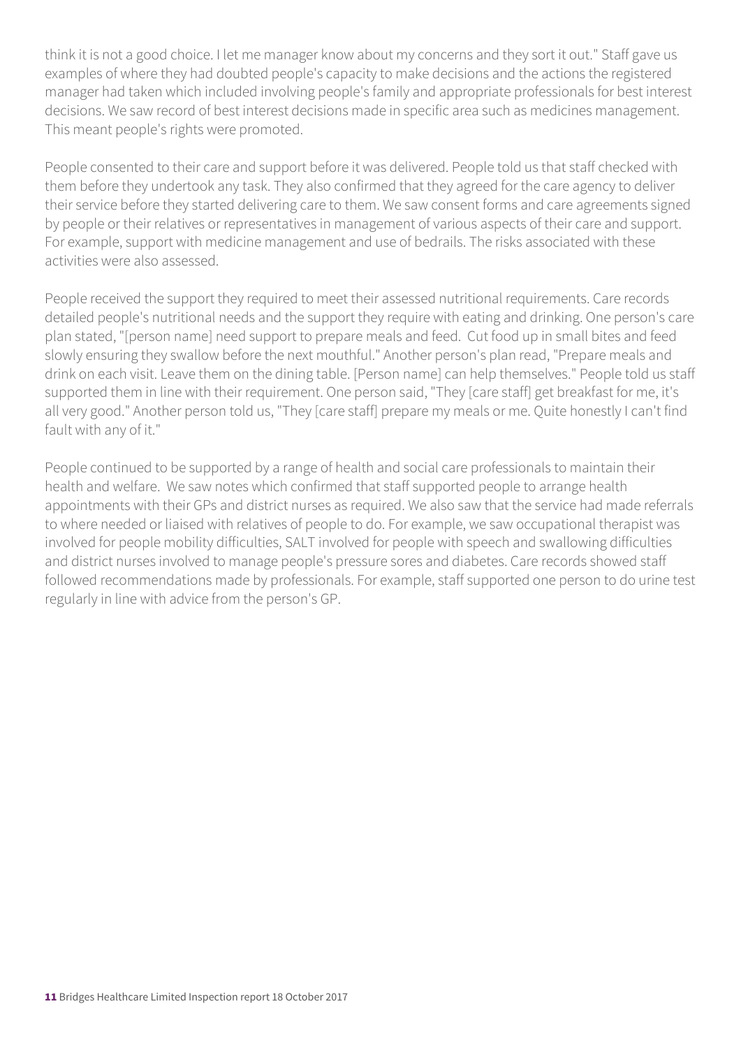think it is not a good choice. I let me manager know about my concerns and they sort it out." Staff gave us examples of where they had doubted people's capacity to make decisions and the actions the registered manager had taken which included involving people's family and appropriate professionals for best interest decisions. We saw record of best interest decisions made in specific area such as medicines management. This meant people's rights were promoted.

People consented to their care and support before it was delivered. People told us that staff checked with them before they undertook any task. They also confirmed that they agreed for the care agency to deliver their service before they started delivering care to them. We saw consent forms and care agreements signed by people or their relatives or representatives in management of various aspects of their care and support. For example, support with medicine management and use of bedrails. The risks associated with these activities were also assessed.

People received the support they required to meet their assessed nutritional requirements. Care records detailed people's nutritional needs and the support they require with eating and drinking. One person's care plan stated, "[person name] need support to prepare meals and feed. Cut food up in small bites and feed slowly ensuring they swallow before the next mouthful." Another person's plan read, "Prepare meals and drink on each visit. Leave them on the dining table. [Person name] can help themselves." People told us staff supported them in line with their requirement. One person said, "They [care staff] get breakfast for me, it's all very good." Another person told us, "They [care staff] prepare my meals or me. Quite honestly I can't find fault with any of it."

People continued to be supported by a range of health and social care professionals to maintain their health and welfare. We saw notes which confirmed that staff supported people to arrange health appointments with their GPs and district nurses as required. We also saw that the service had made referrals to where needed or liaised with relatives of people to do. For example, we saw occupational therapist was involved for people mobility difficulties, SALT involved for people with speech and swallowing difficulties and district nurses involved to manage people's pressure sores and diabetes. Care records showed staff followed recommendations made by professionals. For example, staff supported one person to do urine test regularly in line with advice from the person's GP.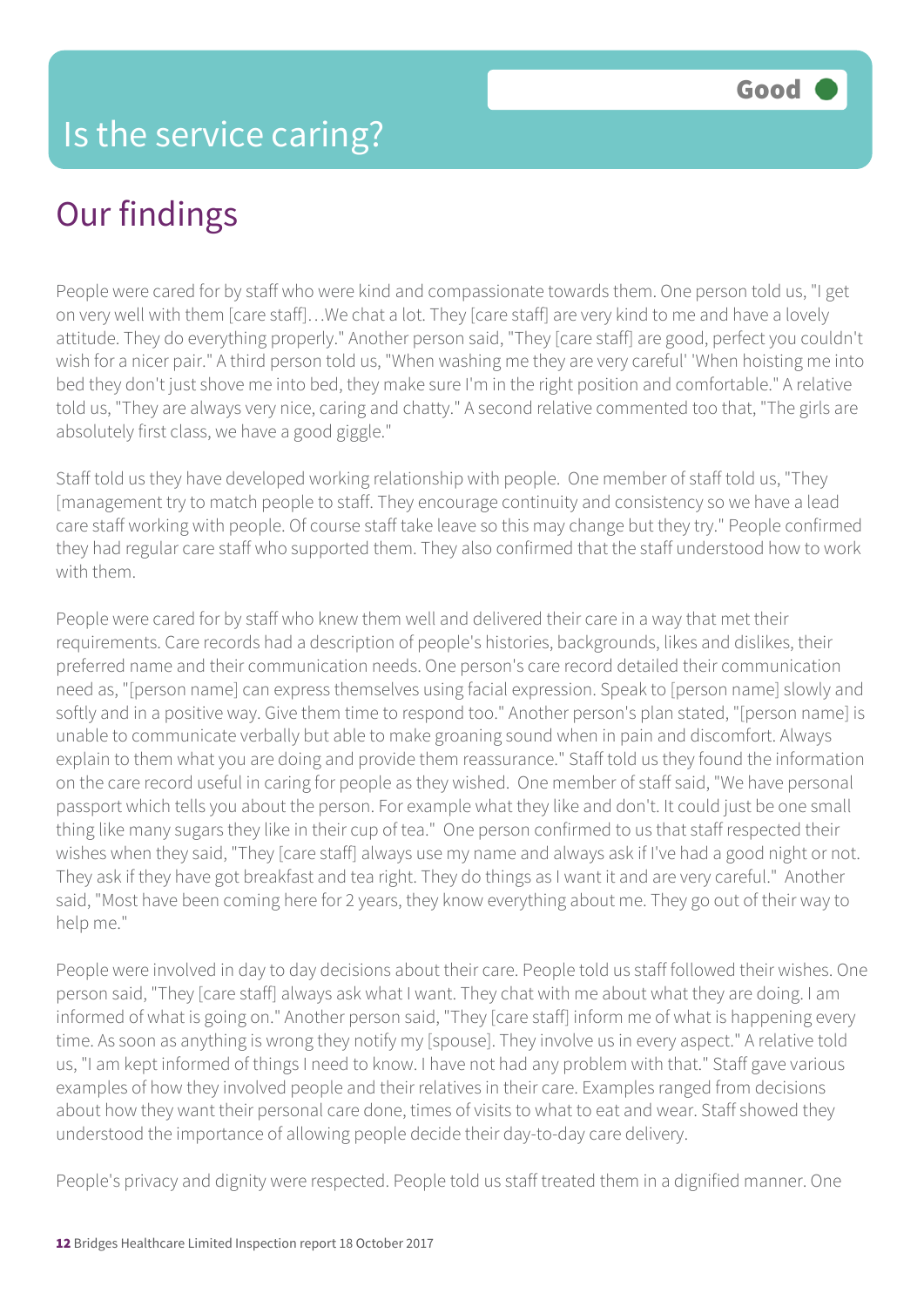# Is the service caring?

Good

## Our findings

People were cared for by staff who were kind and compassionate towards them. One person told us, "I get on very well with them [care staff]…We chat a lot. They [care staff] are very kind to me and have a lovely attitude. They do everything properly." Another person said, "They [care staff] are good, perfect you couldn't wish for a nicer pair." A third person told us, "When washing me they are very careful' 'When hoisting me into bed they don't just shove me into bed, they make sure I'm in the right position and comfortable." A relative told us, "They are always very nice, caring and chatty." A second relative commented too that, "The girls are absolutely first class, we have a good giggle."

Staff told us they have developed working relationship with people. One member of staff told us, "They [management try to match people to staff. They encourage continuity and consistency so we have a lead care staff working with people. Of course staff take leave so this may change but they try." People confirmed they had regular care staff who supported them. They also confirmed that the staff understood how to work with them.

People were cared for by staff who knew them well and delivered their care in a way that met their requirements. Care records had a description of people's histories, backgrounds, likes and dislikes, their preferred name and their communication needs. One person's care record detailed their communication need as, "[person name] can express themselves using facial expression. Speak to [person name] slowly and softly and in a positive way. Give them time to respond too." Another person's plan stated, "[person name] is unable to communicate verbally but able to make groaning sound when in pain and discomfort. Always explain to them what you are doing and provide them reassurance." Staff told us they found the information on the care record useful in caring for people as they wished. One member of staff said, "We have personal passport which tells you about the person. For example what they like and don't. It could just be one small thing like many sugars they like in their cup of tea." One person confirmed to us that staff respected their wishes when they said, "They [care staff] always use my name and always ask if I've had a good night or not. They ask if they have got breakfast and tea right. They do things as I want it and are very careful." Another said, "Most have been coming here for 2 years, they know everything about me. They go out of their way to help me."

People were involved in day to day decisions about their care. People told us staff followed their wishes. One person said, "They [care staff] always ask what I want. They chat with me about what they are doing. I am informed of what is going on." Another person said, "They [care staff] inform me of what is happening every time. As soon as anything is wrong they notify my [spouse]. They involve us in every aspect." A relative told us, "I am kept informed of things I need to know. I have not had any problem with that." Staff gave various examples of how they involved people and their relatives in their care. Examples ranged from decisions about how they want their personal care done, times of visits to what to eat and wear. Staff showed they understood the importance of allowing people decide their day-to-day care delivery.

People's privacy and dignity were respected. People told us staff treated them in a dignified manner. One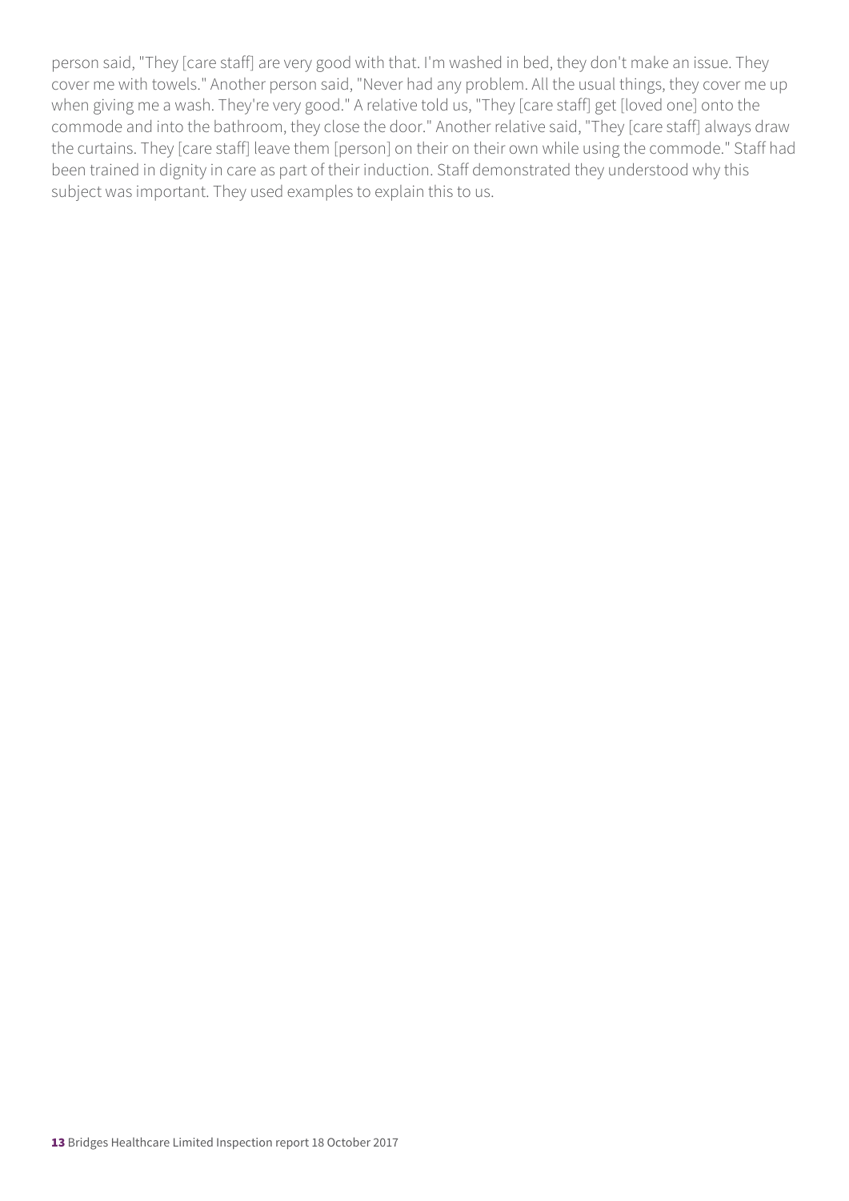person said, "They [care staff] are very good with that. I'm washed in bed, they don't make an issue. They cover me with towels." Another person said, "Never had any problem. All the usual things, they cover me up when giving me a wash. They're very good." A relative told us, "They [care staff] get [loved one] onto the commode and into the bathroom, they close the door." Another relative said, "They [care staff] always draw the curtains. They [care staff] leave them [person] on their on their own while using the commode." Staff had been trained in dignity in care as part of their induction. Staff demonstrated they understood why this subject was important. They used examples to explain this to us.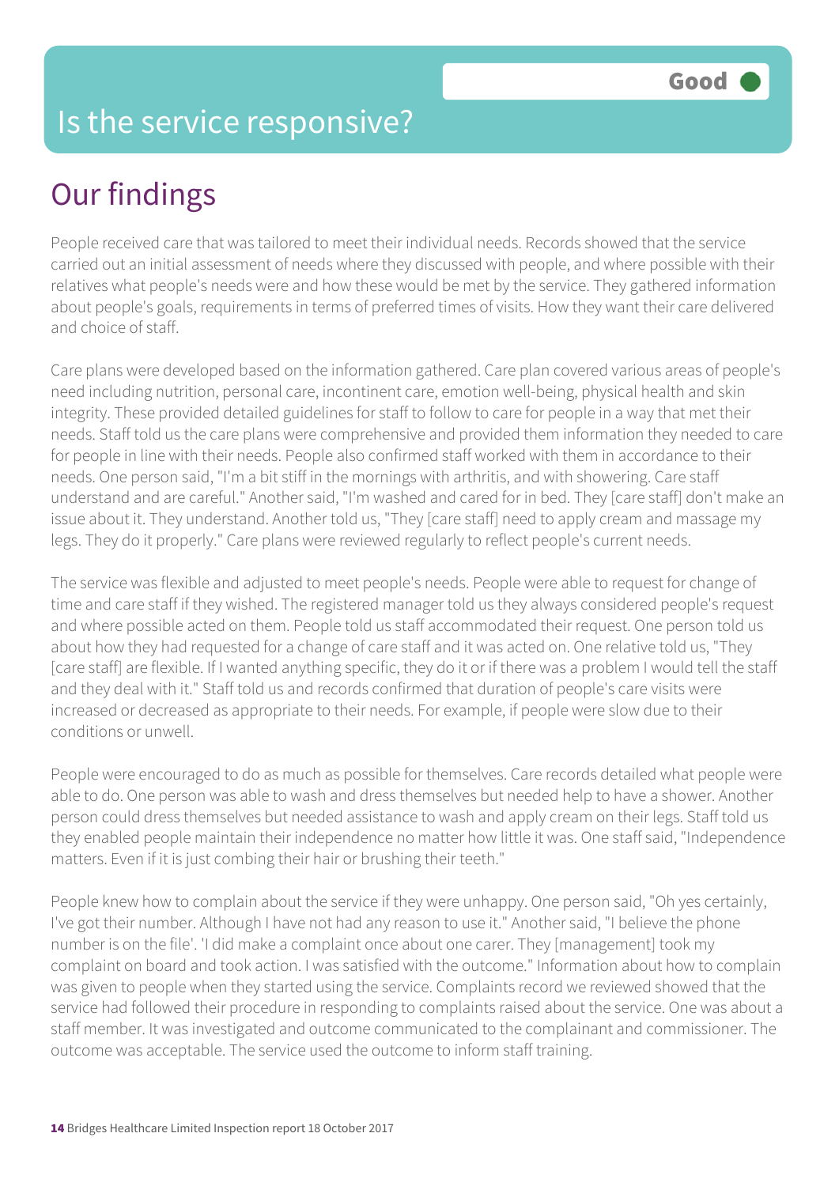# Is the service responsive?

**Good**

## Our findings

People received care that was tailored to meet their individual needs. Records showed that the service carried out an initial assessment of needs where they discussed with people, and where possible with their relatives what people's needs were and how these would be met by the service. They gathered information about people's goals, requirements in terms of preferred times of visits. How they want their care delivered and choice of staff.

Care plans were developed based on the information gathered. Care plan covered various areas of people's need including nutrition, personal care, incontinent care, emotion well-being, physical health and skin integrity. These provided detailed guidelines for staff to follow to care for people in a way that met their needs. Staff told us the care plans were comprehensive and provided them information they needed to care for people in line with their needs. People also confirmed staff worked with them in accordance to their needs. One person said, "I'm a bit stiff in the mornings with arthritis, and with showering. Care staff understand and are careful." Another said, "I'm washed and cared for in bed. They [care staff] don't make an issue about it. They understand. Another told us, "They [care staff] need to apply cream and massage my legs. They do it properly." Care plans were reviewed regularly to reflect people's current needs.

The service was flexible and adjusted to meet people's needs. People were able to request for change of time and care staff if they wished. The registered manager told us they always considered people's request and where possible acted on them. People told us staff accommodated their request. One person told us about how they had requested for a change of care staff and it was acted on. One relative told us, "They [care staff] are flexible. If I wanted anything specific, they do it or if there was a problem I would tell the staff and they deal with it." Staff told us and records confirmed that duration of people's care visits were increased or decreased as appropriate to their needs. For example, if people were slow due to their conditions or unwell.

People were encouraged to do as much as possible for themselves. Care records detailed what people were able to do. One person was able to wash and dress themselves but needed help to have a shower. Another person could dress themselves but needed assistance to wash and apply cream on their legs. Staff told us they enabled people maintain their independence no matter how little it was. One staff said, "Independence matters. Even if it is just combing their hair or brushing their teeth."

People knew how to complain about the service if they were unhappy. One person said, "Oh yes certainly, I've got their number. Although I have not had any reason to use it." Another said, "I believe the phone number is on the file'. 'I did make a complaint once about one carer. They [management] took my complaint on board and took action. I was satisfied with the outcome." Information about how to complain was given to people when they started using the service. Complaints record we reviewed showed that the service had followed their procedure in responding to complaints raised about the service. One was about a staff member. It was investigated and outcome communicated to the complainant and commissioner. The outcome was acceptable. The service used the outcome to inform staff training.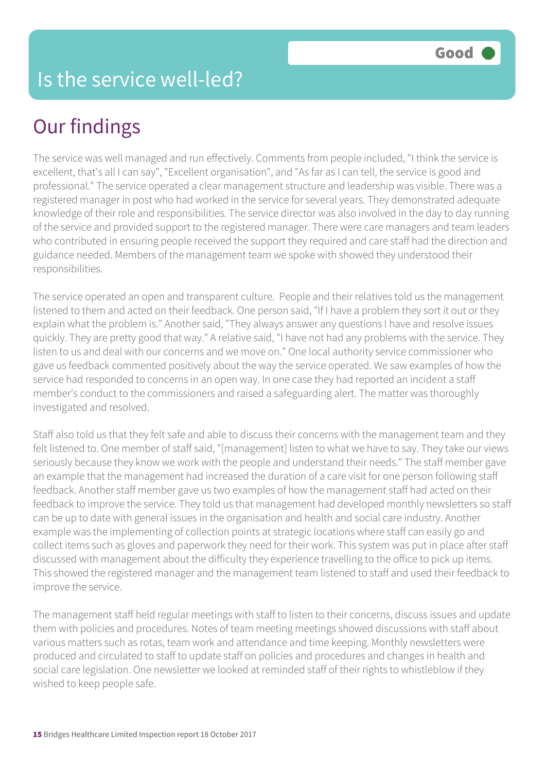# Is the service well-led?

**Good**

## Our findings

The service was well managed and run effectively. Comments from people included, "I think the service is excellent, that's all I can say", "Excellent organisation", and "As far as I can tell, the service is good and professional." The service operated a clear management structure and leadership was visible. There was a registered manager in post who had worked in the service for several years. They demonstrated adequate knowledge of their role and responsibilities. The service director was also involved in the day to day running of the service and provided support to the registered manager. There were care managers and team leaders who contributed in ensuring people received the support they required and care staff had the direction and guidance needed. Members of the management team we spoke with showed they understood their responsibilities.

The service operated an open and transparent culture. People and their relatives told us the management listened to them and acted on their feedback. One person said, "If I have a problem they sort it out or they explain what the problem is." Another said, "They always answer any questions I have and resolve issues quickly. They are pretty good that way." A relative said, "I have not had any problems with the service. They listen to us and deal with our concerns and we move on." One local authority service commissioner who gave us feedback commented positively about the way the service operated. We saw examples of how the service had responded to concerns in an open way. In one case they had reported an incident a staff member's conduct to the commissioners and raised a safeguarding alert. The matter was thoroughly investigated and resolved.

Staff also told us that they felt safe and able to discuss their concerns with the management team and they felt listened to. One member of staff said, "[management] listen to what we have to say. They take our views seriously because they know we work with the people and understand their needs." The staff member gave an example that the management had increased the duration of a care visit for one person following staff feedback. Another staff member gave us two examples of how the management staff had acted on their feedback to improve the service. They told us that management had developed monthly newsletters so staff can be up to date with general issues in the organisation and health and social care industry. Another example was the implementing of collection points at strategic locations where staff can easily go and collect items such as gloves and paperwork they need for their work. This system was put in place after staff discussed with management about the difficulty they experience travelling to the office to pick up items. This showed the registered manager and the management team listened to staff and used their feedback to improve the service.

The management staff held regular meetings with staff to listen to their concerns, discuss issues and update them with policies and procedures. Notes of team meeting meetings showed discussions with staff about various matters such as rotas, team work and attendance and time keeping. Monthly newsletters were produced and circulated to staff to update staff on policies and procedures and changes in health and social care legislation. One newsletter we looked at reminded staff of their rights to whistleblow if they wished to keep people safe.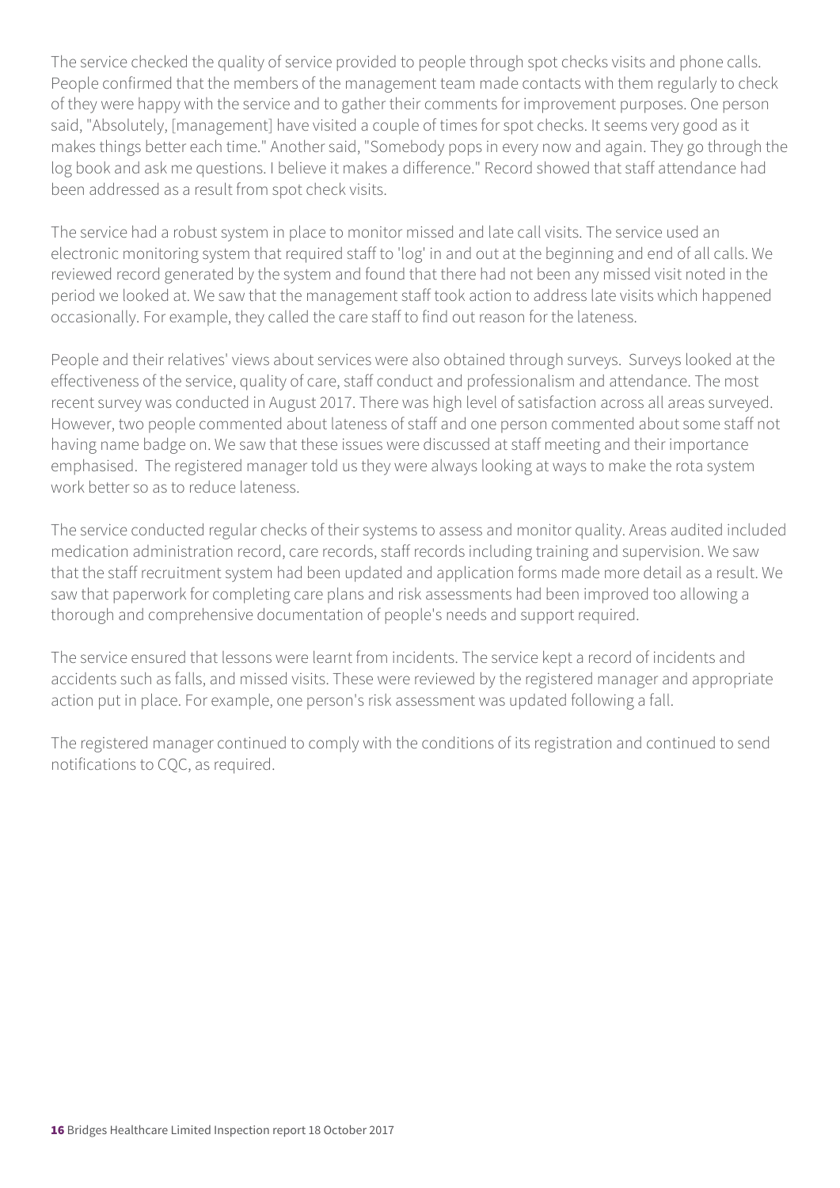The service checked the quality of service provided to people through spot checks visits and phone calls. People confirmed that the members of the management team made contacts with them regularly to check of they were happy with the service and to gather their comments for improvement purposes. One person said, "Absolutely, [management] have visited a couple of times for spot checks. It seems very good as it makes things better each time." Another said, "Somebody pops in every now and again. They go through the log book and ask me questions. I believe it makes a difference." Record showed that staff attendance had been addressed as a result from spot check visits.

The service had a robust system in place to monitor missed and late call visits. The service used an electronic monitoring system that required staff to 'log' in and out at the beginning and end of all calls. We reviewed record generated by the system and found that there had not been any missed visit noted in the period we looked at. We saw that the management staff took action to address late visits which happened occasionally. For example, they called the care staff to find out reason for the lateness.

People and their relatives' views about services were also obtained through surveys. Surveys looked at the effectiveness of the service, quality of care, staff conduct and professionalism and attendance. The most recent survey was conducted in August 2017. There was high level of satisfaction across all areas surveyed. However, two people commented about lateness of staff and one person commented about some staff not having name badge on. We saw that these issues were discussed at staff meeting and their importance emphasised. The registered manager told us they were always looking at ways to make the rota system work better so as to reduce lateness.

The service conducted regular checks of their systems to assess and monitor quality. Areas audited included medication administration record, care records, staff records including training and supervision. We saw that the staff recruitment system had been updated and application forms made more detail as a result. We saw that paperwork for completing care plans and risk assessments had been improved too allowing a thorough and comprehensive documentation of people's needs and support required.

The service ensured that lessons were learnt from incidents. The service kept a record of incidents and accidents such as falls, and missed visits. These were reviewed by the registered manager and appropriate action put in place. For example, one person's risk assessment was updated following a fall.

The registered manager continued to comply with the conditions of its registration and continued to send notifications to CQC, as required.